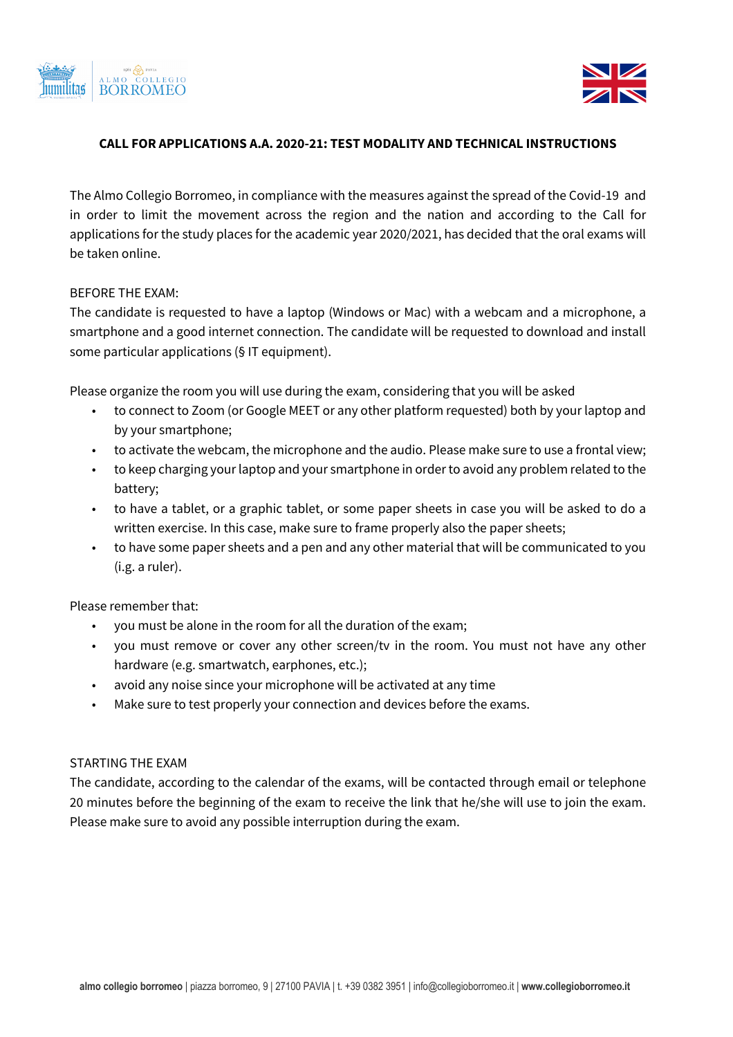## CALL FOR APPLICATIONS A.A. 2020-21: TEST MODALITY AND TECHNICAL INSTRUCTIONS

The Almo Collegio Borromeo, in compliance with the measures against the spread of the Covid-19 and in order to limit the movement across the region and the nation and according to the Call for applications for the study places for the academic year 2020/2021, has decided that the oral exams will be taken online.

BEFORE THE EXAM:

The candidate is requested to have a laptop (Windows or Mac) with a webcam and a microphone, a smartphone and a good internet connection. The candidate will be requested to download and install some particular applications (§ IT equipment).

Please organize the room you will use during the exam, considering that you will be asked

- to connect to Zoom (or Google MEET or any other platform requested) both by your laptop and by your smartphone;
- to activate the webcam, the microphone and the audio. Please make sure to use a frontal view;
- to keep charging your laptop and your smartphone in order to avoid any problem related to the battery;
- to have a tablet, or a graphic tablet, or some paper sheets in case you will be asked to do a written exercise. In this case, make sure to frame properly also the paper sheets;
- to have some paper sheets and a pen and any other material that will be communicated to you (i.g. a ruler).

Please remember that:

- you must be alone in the room for all the duration of the exam;
- you must remove or cover any other screen/tv in the room. You must not have any other hardware (e.g. smartwatch, earphones, etc.);
- avoid any noise since your microphone will be activated at any time
- Make sure to test properly your connection and devices before the exams.

STARTING THE EXAM

The candidate, according to the calendar of the exams, will be contacted through email or telephone 20 minutes before the beginning of the exam to receive the link that he/she will use to join the exam. Please make sure to avoid any possible interruption during the exam.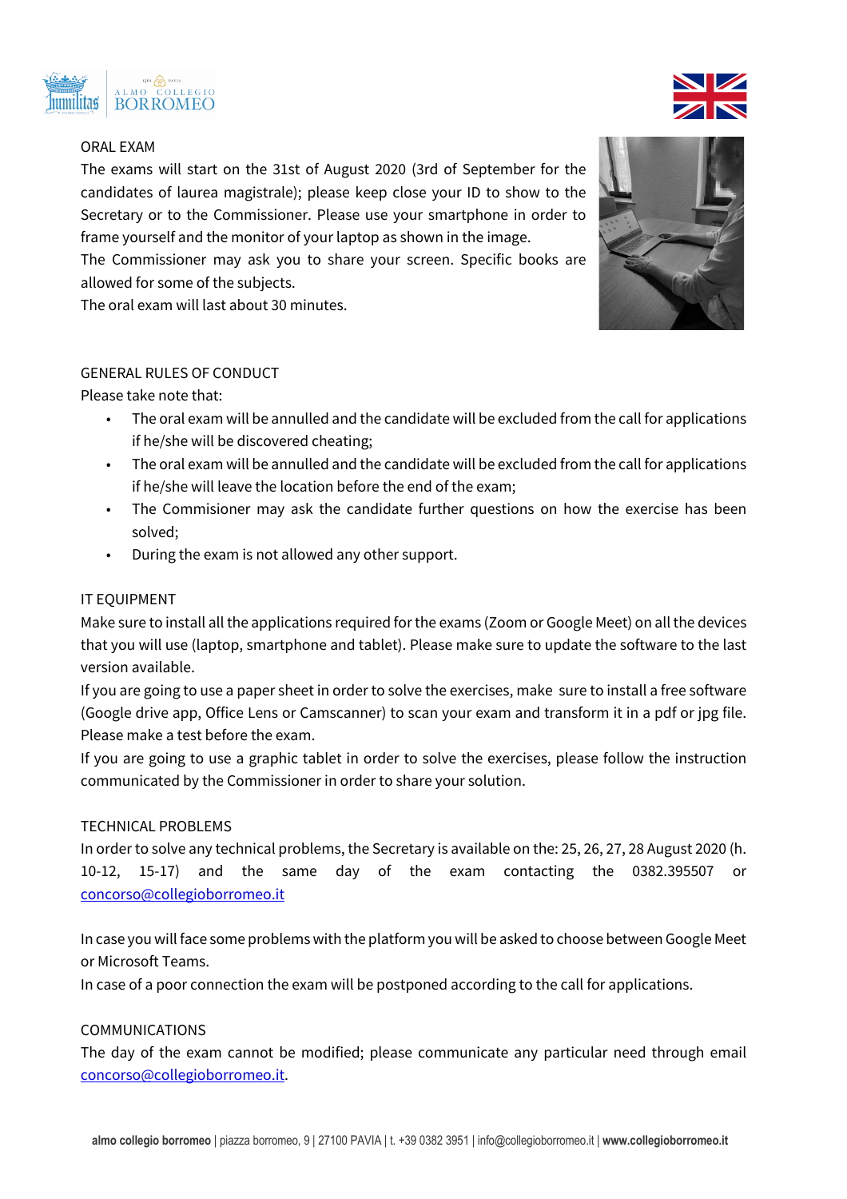ORAL EXAM

The exams will start on the 31st of August 2020 (3rd of September for the candidates of laurea magistrale); please keep close your ID to show to the Secretary or to the Commissioner. Please use your smartphone in order to frame yourself and the monitor of your laptop as shown in the image.

The Commissioner may ask you to share your screen. Specific books are allowed for some of the subjects.

The oral exam will last about 30 minutes.

GENERAL RULES OF CONDUCT

Please take note that:

- The oral exam will be annulled and the candidate will be excluded from the call for applications if he/she will be discovered cheating;
- The oral exam will be annulled and the candidate will be excluded from the call for applications if he/she will leave the location before the end of the exam;
- The Commisioner may ask the candidate further questions on how the exercise has been solved;
- During the exam is not allowed any other support.

IT EQUIPMENT

Make sure to install all the applications required for the exams (Zoom or Google Meet) on all the devices that you will use (laptop, smartphone and tablet). Please make sure to update the software to the last version available.

If you are going to use a paper sheet in order to solve the exercises, make sure to install a free software (Google drive app, Office Lens or Camscanner) to scan your exam and transform it in a pdf or jpg file. Please make a test before the exam.

If you are going to use a graphic tablet in order to solve the exercises, please follow the instruction communicated by the Commissioner in order to share your solution.

TECHNICAL PROBLEMS

In order to solve any technical problems, the Secretary is available on the: 25, 26, 27, 28 August 2020 (h. 10-12, 15-17) and the same day of the exam contacting the 0382.395507 or concorso@collegioborromeo.it

In case you will face some problems with the platform you will be asked to choose between Google Meet or Microsoft Teams.

In case of a poor connection the exam will be postponed according to the call for applications.

COMMUNICATIONS

The day of the exam cannot be modified; please communicate any particular need through email concorso@collegioborromeo.it.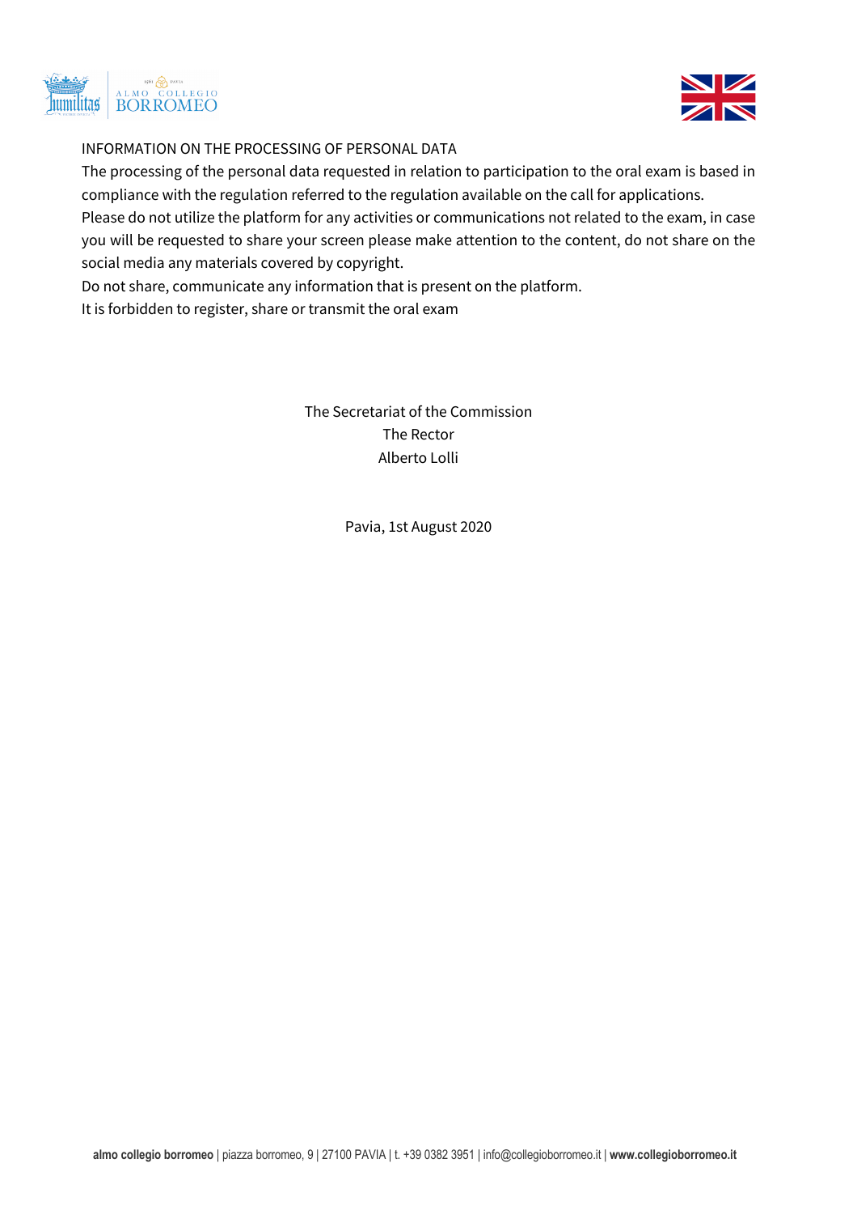INFORMATION ON THE PROCESSING OF PERSONAL DATA

The processing of the personal data requested in relation to participation to the oral exam is based in compliance with the regulation referred to the regulation available on the call for applications.

Please do not utilize the platform for any activities or communications not related to the exam, in case you will be requested to share your screen please make attention to the content, do not share on the social media any materials covered by copyright.

Do not share, communicate any information that is present on the platform.

It is forbidden to register, share or transmit the oral exam

The Secretariat of the Commission
The Rector
Alberto Lolli

Pavia, 1st August 2020